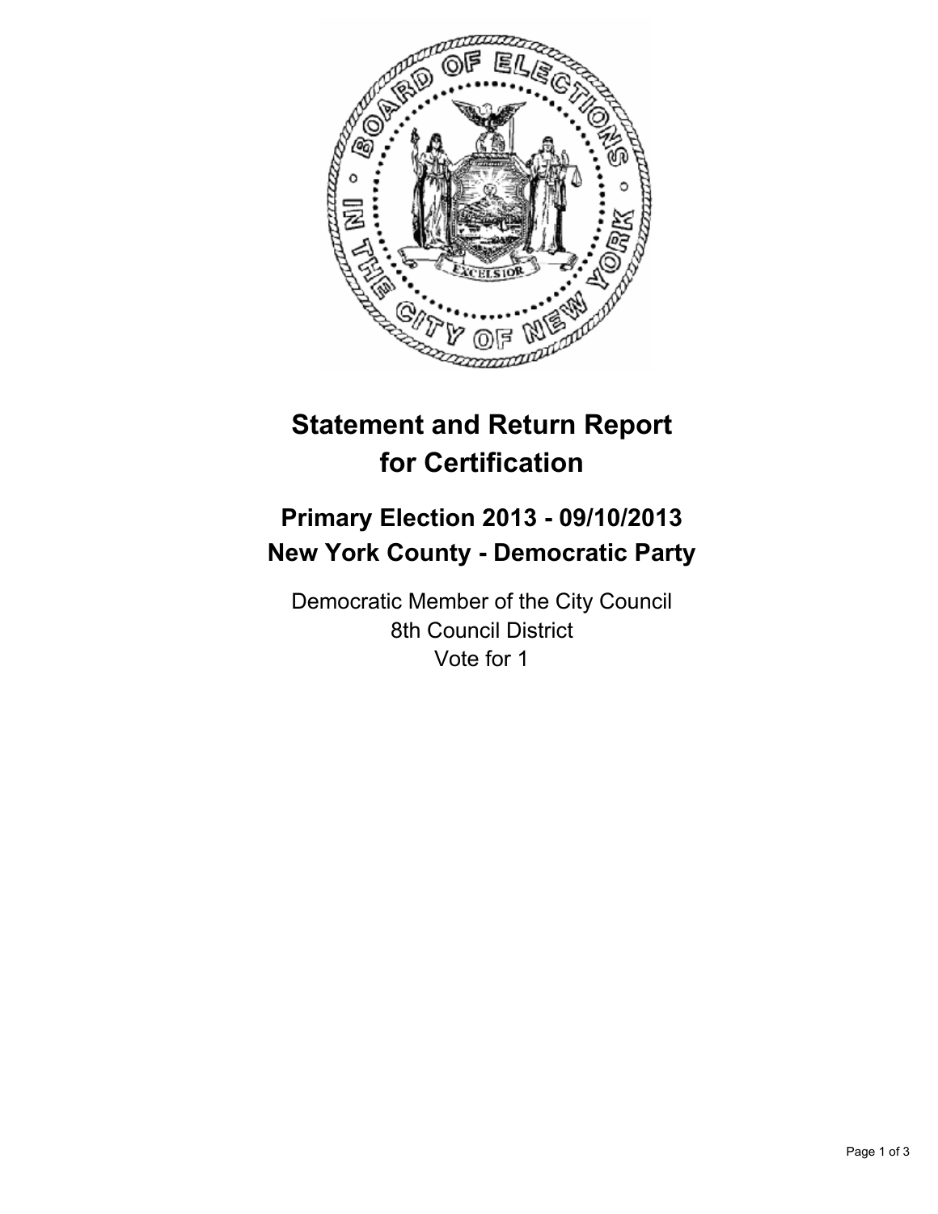# Statement and Return Report for Certification

## Primary Election 2013 - 09/10/2013
## New York County - Democratic Party

Democratic Member of the City Council
8th Council District
Vote for 1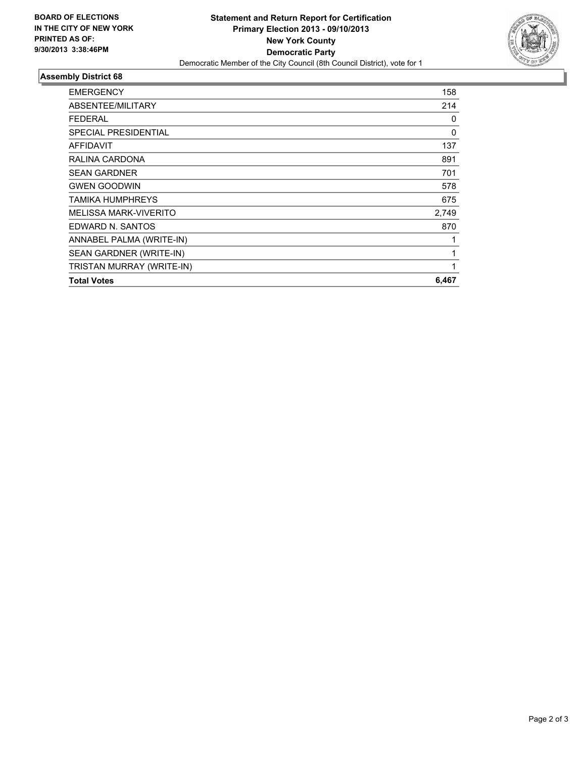**BOARD OF ELECTIONS IN THE CITY OF NEW YORK PRINTED AS OF: 9/30/2013 3:38:46PM**

# Statement and Return Report for Certification
## Primary Election 2013 - 09/10/2013
## New York County
## Democratic Party

Democratic Member of the City Council (8th Council District), vote for 1

### Assembly District 68

| | |
|---|---|
| EMERGENCY | 158 |
| ABSENTEE/MILITARY | 214 |
| FEDERAL | 0 |
| SPECIAL PRESIDENTIAL | 0 |
| AFFIDAVIT | 137 |
| RALINA CARDONA | 891 |
| SEAN GARDNER | 701 |
| GWEN GOODWIN | 578 |
| TAMIKA HUMPHREYS | 675 |
| MELISSA MARK-VIVERITO | 2,749 |
| EDWARD N. SANTOS | 870 |
| ANNABEL PALMA (WRITE-IN) | 1 |
| SEAN GARDNER (WRITE-IN) | 1 |
| TRISTAN MURRAY (WRITE-IN) | 1 |
| **Total Votes** | **6,467** |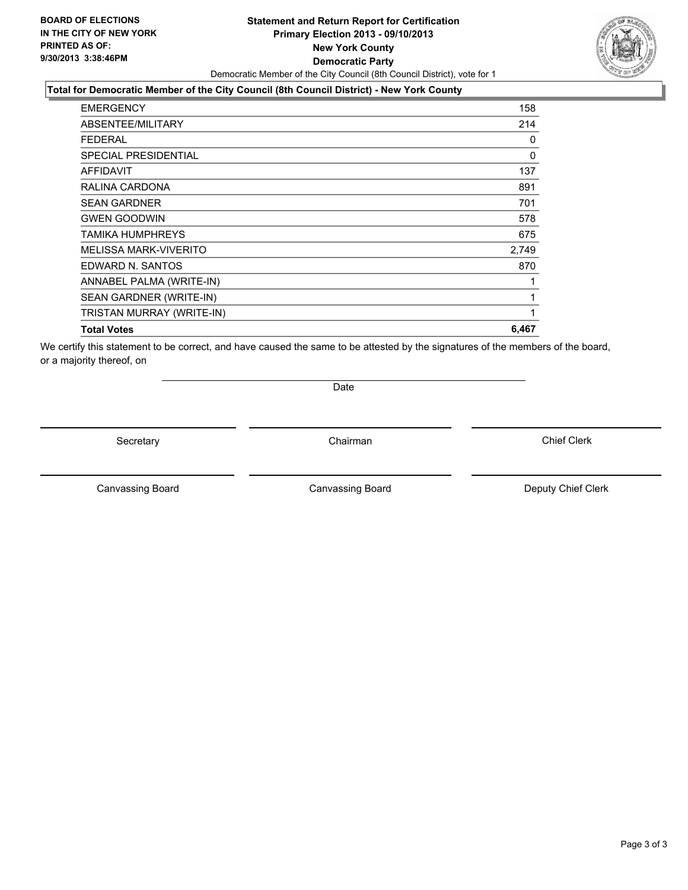**BOARD OF ELECTIONS IN THE CITY OF NEW YORK PRINTED AS OF: 9/30/2013 3:38:46PM**

**Statement and Return Report for Certification**
**Primary Election 2013 - 09/10/2013**
**New York County**
**Democratic Party**

Democratic Member of the City Council (8th Council District), vote for 1

**Total for Democratic Member of the City Council (8th Council District) - New York County**

| | |
|---|---|
| EMERGENCY | 158 |
| ABSENTEE/MILITARY | 214 |
| FEDERAL | 0 |
| SPECIAL PRESIDENTIAL | 0 |
| AFFIDAVIT | 137 |
| RALINA CARDONA | 891 |
| SEAN GARDNER | 701 |
| GWEN GOODWIN | 578 |
| TAMIKA HUMPHREYS | 675 |
| MELISSA MARK-VIVERITO | 2,749 |
| EDWARD N. SANTOS | 870 |
| ANNABEL PALMA (WRITE-IN) | 1 |
| SEAN GARDNER (WRITE-IN) | 1 |
| TRISTAN MURRAY (WRITE-IN) | 1 |
| **Total Votes** | **6,467** |

We certify this statement to be correct, and have caused the same to be attested by the signatures of the members of the board, or a majority thereof, on

Date

Secretary

Chairman

Chief Clerk

Canvassing Board

Canvassing Board

Deputy Chief Clerk